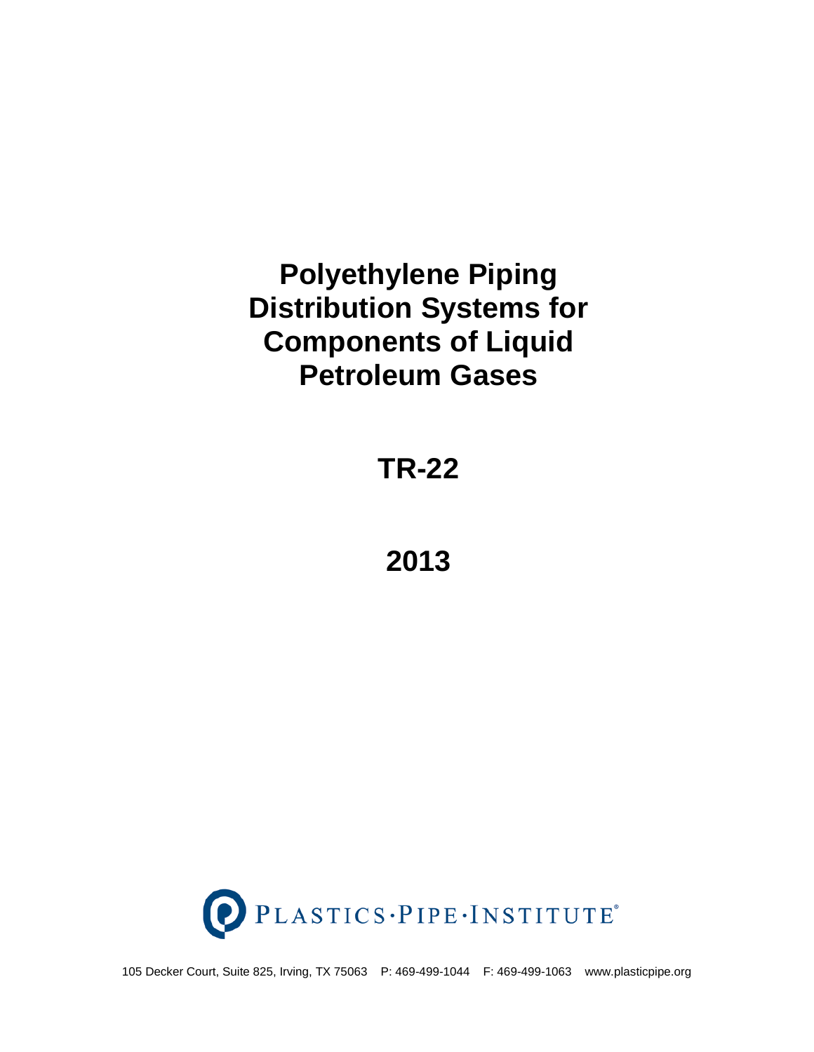# Polyethylene Piping Distribution Systems for Components of Liquid Petroleum Gases

## TR-22

## 2013

PLASTICS·PIPE·INSTITUTE®

105 Decker Court, Suite 825, Irving, TX 75063 P: 469-499-1044 F: 469-499-1063 www.plasticpipe.org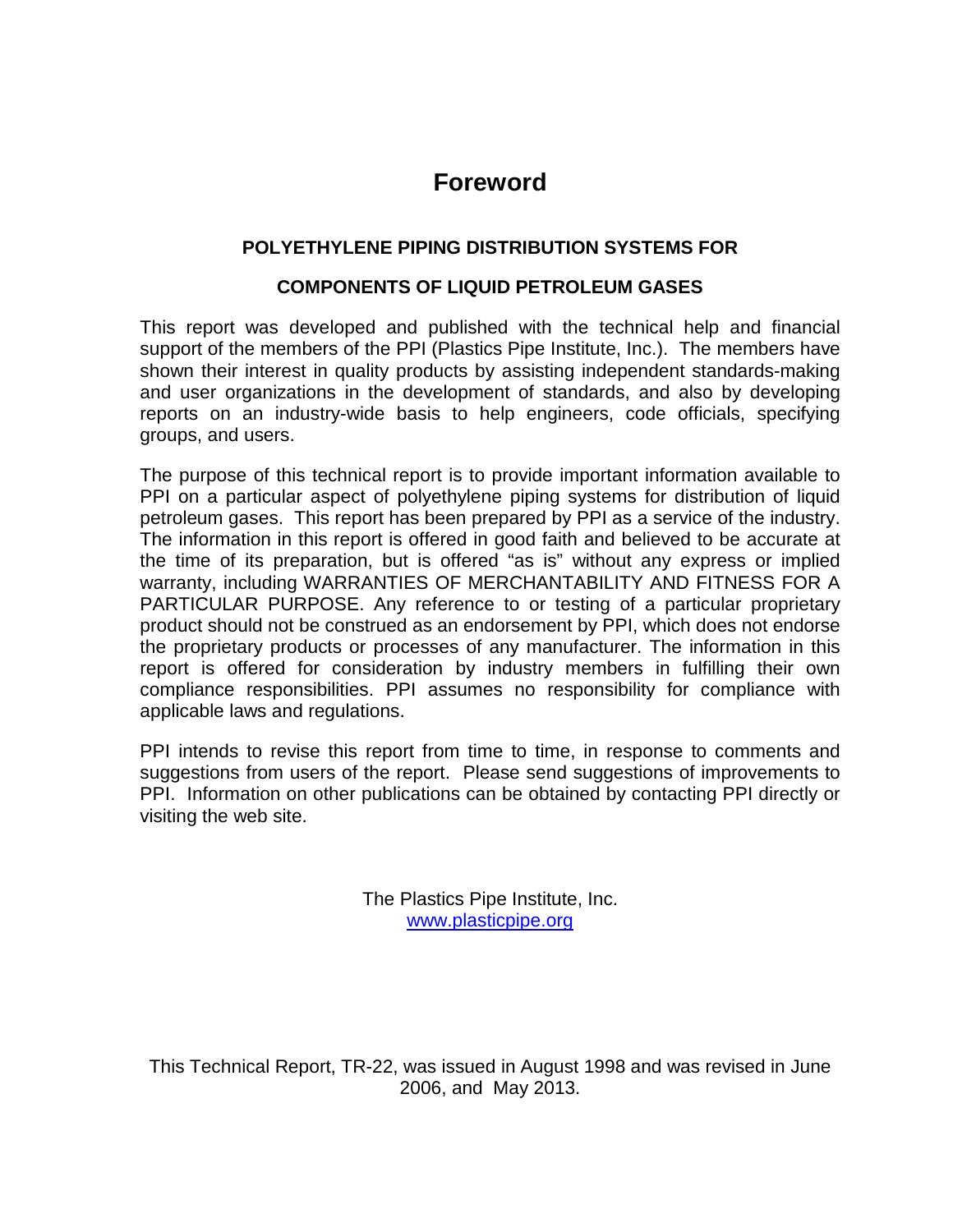# Foreword

## POLYETHYLENE PIPING DISTRIBUTION SYSTEMS FOR

## COMPONENTS OF LIQUID PETROLEUM GASES

This report was developed and published with the technical help and financial support of the members of the PPI (Plastics Pipe Institute, Inc.). The members have shown their interest in quality products by assisting independent standards-making and user organizations in the development of standards, and also by developing reports on an industry-wide basis to help engineers, code officials, specifying groups, and users.

The purpose of this technical report is to provide important information available to PPI on a particular aspect of polyethylene piping systems for distribution of liquid petroleum gases. This report has been prepared by PPI as a service of the industry. The information in this report is offered in good faith and believed to be accurate at the time of its preparation, but is offered "as is" without any express or implied warranty, including WARRANTIES OF MERCHANTABILITY AND FITNESS FOR A PARTICULAR PURPOSE. Any reference to or testing of a particular proprietary product should not be construed as an endorsement by PPI, which does not endorse the proprietary products or processes of any manufacturer. The information in this report is offered for consideration by industry members in fulfilling their own compliance responsibilities. PPI assumes no responsibility for compliance with applicable laws and regulations.

PPI intends to revise this report from time to time, in response to comments and suggestions from users of the report. Please send suggestions of improvements to PPI. Information on other publications can be obtained by contacting PPI directly or visiting the web site.

The Plastics Pipe Institute, Inc.
www.plasticpipe.org

This Technical Report, TR-22, was issued in August 1998 and was revised in June 2006, and May 2013.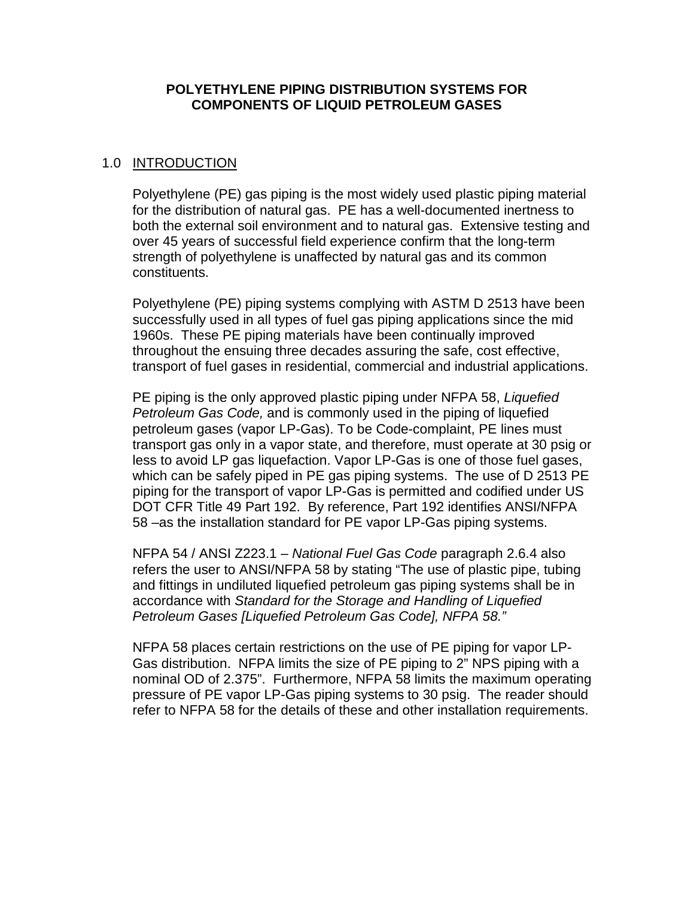# POLYETHYLENE PIPING DISTRIBUTION SYSTEMS FOR COMPONENTS OF LIQUID PETROLEUM GASES

## 1.0 INTRODUCTION

Polyethylene (PE) gas piping is the most widely used plastic piping material for the distribution of natural gas. PE has a well-documented inertness to both the external soil environment and to natural gas. Extensive testing and over 45 years of successful field experience confirm that the long-term strength of polyethylene is unaffected by natural gas and its common constituents.

Polyethylene (PE) piping systems complying with ASTM D 2513 have been successfully used in all types of fuel gas piping applications since the mid 1960s. These PE piping materials have been continually improved throughout the ensuing three decades assuring the safe, cost effective, transport of fuel gases in residential, commercial and industrial applications.

PE piping is the only approved plastic piping under NFPA 58, *Liquefied Petroleum Gas Code,* and is commonly used in the piping of liquefied petroleum gases (vapor LP-Gas). To be Code-complaint, PE lines must transport gas only in a vapor state, and therefore, must operate at 30 psig or less to avoid LP gas liquefaction. Vapor LP-Gas is one of those fuel gases, which can be safely piped in PE gas piping systems. The use of D 2513 PE piping for the transport of vapor LP-Gas is permitted and codified under US DOT CFR Title 49 Part 192. By reference, Part 192 identifies ANSI/NFPA 58 –as the installation standard for PE vapor LP-Gas piping systems.

NFPA 54 / ANSI Z223.1 – *National Fuel Gas Code* paragraph 2.6.4 also refers the user to ANSI/NFPA 58 by stating "The use of plastic pipe, tubing and fittings in undiluted liquefied petroleum gas piping systems shall be in accordance with *Standard for the Storage and Handling of Liquefied Petroleum Gases [Liquefied Petroleum Gas Code], NFPA 58."*

NFPA 58 places certain restrictions on the use of PE piping for vapor LP-Gas distribution. NFPA limits the size of PE piping to 2" NPS piping with a nominal OD of 2.375". Furthermore, NFPA 58 limits the maximum operating pressure of PE vapor LP-Gas piping systems to 30 psig. The reader should refer to NFPA 58 for the details of these and other installation requirements.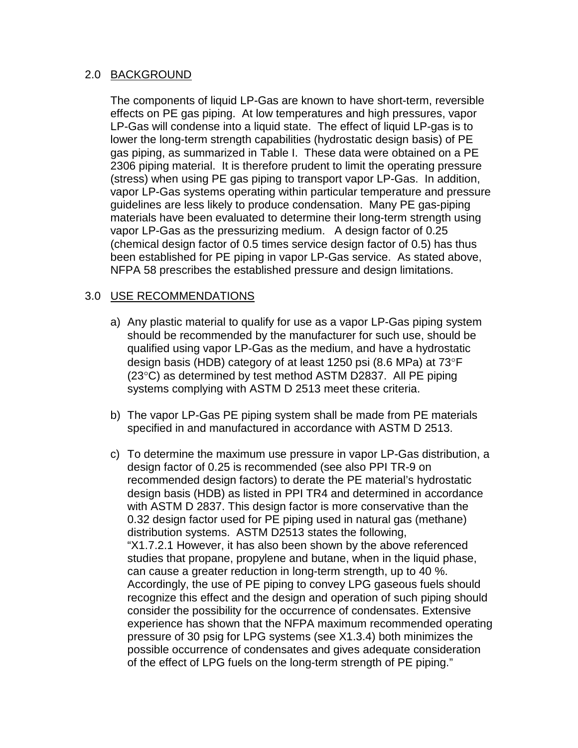## 2.0 BACKGROUND

The components of liquid LP-Gas are known to have short-term, reversible effects on PE gas piping. At low temperatures and high pressures, vapor LP-Gas will condense into a liquid state. The effect of liquid LP-gas is to lower the long-term strength capabilities (hydrostatic design basis) of PE gas piping, as summarized in Table I. These data were obtained on a PE 2306 piping material. It is therefore prudent to limit the operating pressure (stress) when using PE gas piping to transport vapor LP-Gas. In addition, vapor LP-Gas systems operating within particular temperature and pressure guidelines are less likely to produce condensation. Many PE gas-piping materials have been evaluated to determine their long-term strength using vapor LP-Gas as the pressurizing medium. A design factor of 0.25 (chemical design factor of 0.5 times service design factor of 0.5) has thus been established for PE piping in vapor LP-Gas service. As stated above, NFPA 58 prescribes the established pressure and design limitations.

## 3.0 USE RECOMMENDATIONS

a) Any plastic material to qualify for use as a vapor LP-Gas piping system should be recommended by the manufacturer for such use, should be qualified using vapor LP-Gas as the medium, and have a hydrostatic design basis (HDB) category of at least 1250 psi (8.6 MPa) at 73°F (23°C) as determined by test method ASTM D2837. All PE piping systems complying with ASTM D 2513 meet these criteria.

b) The vapor LP-Gas PE piping system shall be made from PE materials specified in and manufactured in accordance with ASTM D 2513.

c) To determine the maximum use pressure in vapor LP-Gas distribution, a design factor of 0.25 is recommended (see also PPI TR-9 on recommended design factors) to derate the PE material's hydrostatic design basis (HDB) as listed in PPI TR4 and determined in accordance with ASTM D 2837. This design factor is more conservative than the 0.32 design factor used for PE piping used in natural gas (methane) distribution systems. ASTM D2513 states the following, "X1.7.2.1 However, it has also been shown by the above referenced studies that propane, propylene and butane, when in the liquid phase, can cause a greater reduction in long-term strength, up to 40 %. Accordingly, the use of PE piping to convey LPG gaseous fuels should recognize this effect and the design and operation of such piping should consider the possibility for the occurrence of condensates. Extensive experience has shown that the NFPA maximum recommended operating pressure of 30 psig for LPG systems (see X1.3.4) both minimizes the possible occurrence of condensates and gives adequate consideration of the effect of LPG fuels on the long-term strength of PE piping."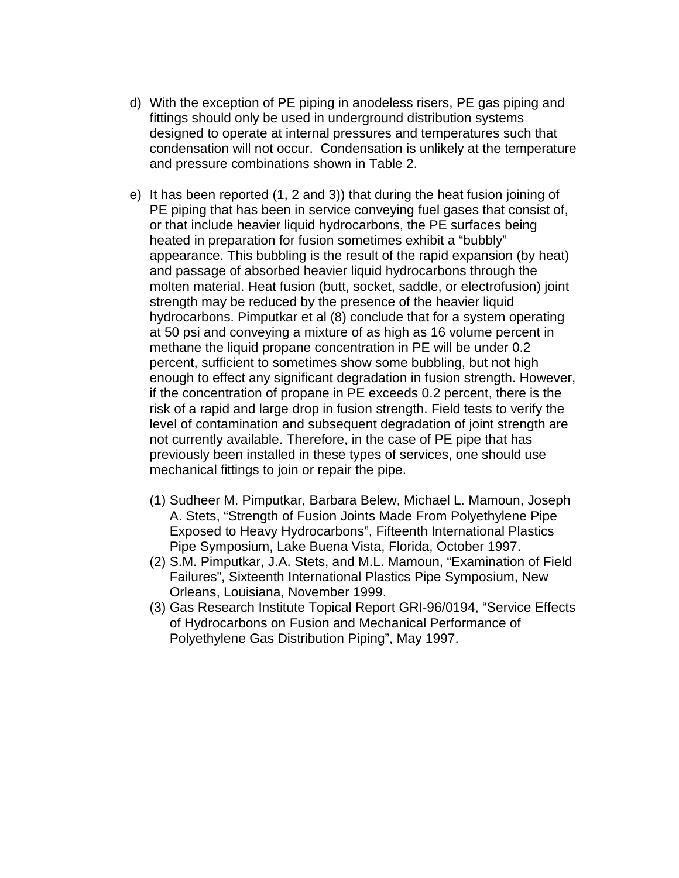d) With the exception of PE piping in anodeless risers, PE gas piping and fittings should only be used in underground distribution systems designed to operate at internal pressures and temperatures such that condensation will not occur. Condensation is unlikely at the temperature and pressure combinations shown in Table 2.

e) It has been reported (1, 2 and 3)) that during the heat fusion joining of PE piping that has been in service conveying fuel gases that consist of, or that include heavier liquid hydrocarbons, the PE surfaces being heated in preparation for fusion sometimes exhibit a "bubbly" appearance. This bubbling is the result of the rapid expansion (by heat) and passage of absorbed heavier liquid hydrocarbons through the molten material. Heat fusion (butt, socket, saddle, or electrofusion) joint strength may be reduced by the presence of the heavier liquid hydrocarbons. Pimputkar et al (8) conclude that for a system operating at 50 psi and conveying a mixture of as high as 16 volume percent in methane the liquid propane concentration in PE will be under 0.2 percent, sufficient to sometimes show some bubbling, but not high enough to effect any significant degradation in fusion strength. However, if the concentration of propane in PE exceeds 0.2 percent, there is the risk of a rapid and large drop in fusion strength. Field tests to verify the level of contamination and subsequent degradation of joint strength are not currently available. Therefore, in the case of PE pipe that has previously been installed in these types of services, one should use mechanical fittings to join or repair the pipe.

   (1) Sudheer M. Pimputkar, Barbara Belew, Michael L. Mamoun, Joseph A. Stets, "Strength of Fusion Joints Made From Polyethylene Pipe Exposed to Heavy Hydrocarbons", Fifteenth International Plastics Pipe Symposium, Lake Buena Vista, Florida, October 1997.
   (2) S.M. Pimputkar, J.A. Stets, and M.L. Mamoun, "Examination of Field Failures", Sixteenth International Plastics Pipe Symposium, New Orleans, Louisiana, November 1999.
   (3) Gas Research Institute Topical Report GRI-96/0194, "Service Effects of Hydrocarbons on Fusion and Mechanical Performance of Polyethylene Gas Distribution Piping", May 1997.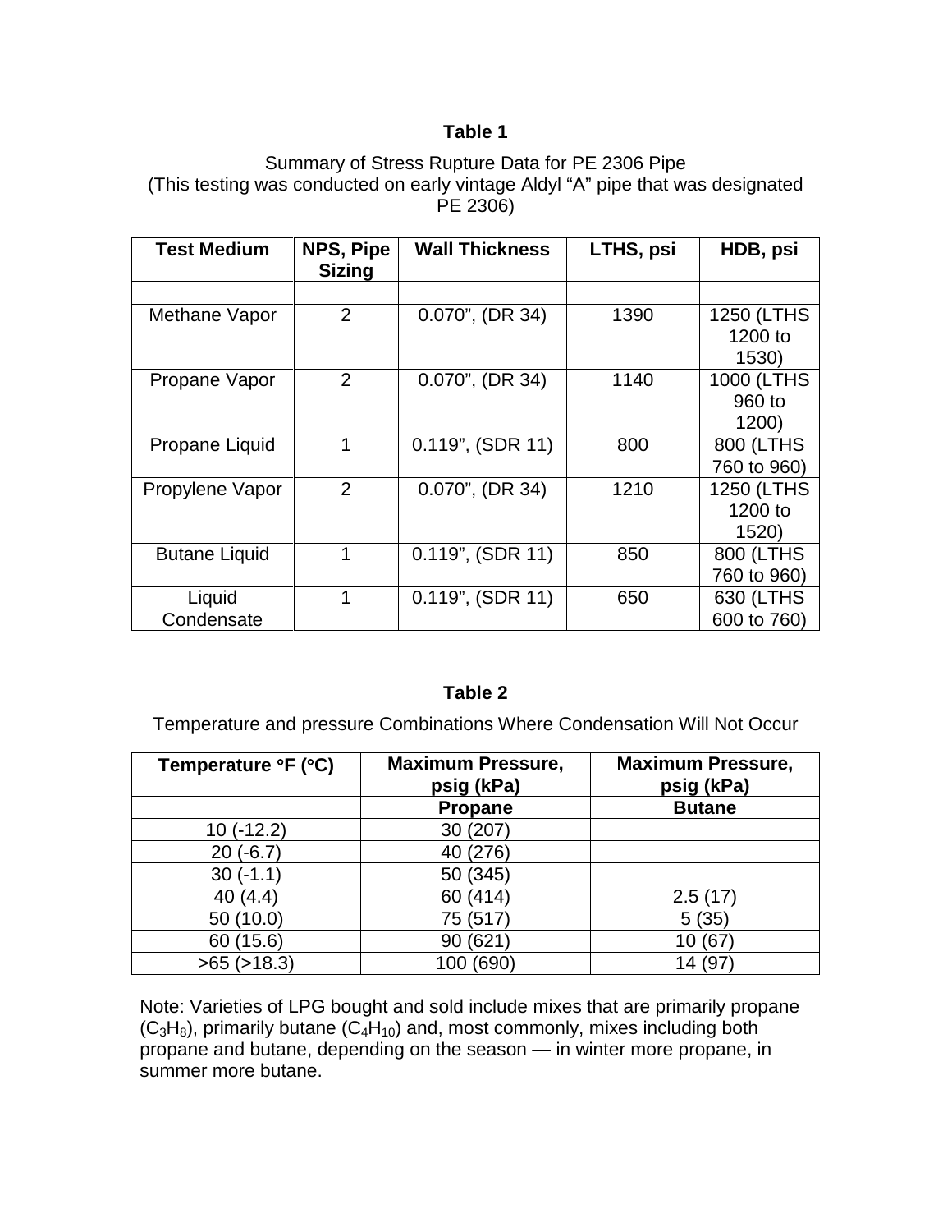**Table 1**

Summary of Stress Rupture Data for PE 2306 Pipe
(This testing was conducted on early vintage Aldyl "A" pipe that was designated PE 2306)

| Test Medium | NPS, Pipe Sizing | Wall Thickness | LTHS, psi | HDB, psi |
|---|---|---|---|---|
| | | | | |
| Methane Vapor | 2 | 0.070", (DR 34) | 1390 | 1250 (LTHS 1200 to 1530) |
| Propane Vapor | 2 | 0.070", (DR 34) | 1140 | 1000 (LTHS 960 to 1200) |
| Propane Liquid | 1 | 0.119", (SDR 11) | 800 | 800 (LTHS 760 to 960) |
| Propylene Vapor | 2 | 0.070", (DR 34) | 1210 | 1250 (LTHS 1200 to 1520) |
| Butane Liquid | 1 | 0.119", (SDR 11) | 850 | 800 (LTHS 760 to 960) |
| Liquid Condensate | 1 | 0.119", (SDR 11) | 650 | 630 (LTHS 600 to 760) |

**Table 2**

Temperature and pressure Combinations Where Condensation Will Not Occur

| Temperature °F (°C) | Maximum Pressure, psig (kPa) | Maximum Pressure, psig (kPa) |
|---|---|---|
| | **Propane** | **Butane** |
| 10 (-12.2) | 30 (207) | |
| 20 (-6.7) | 40 (276) | |
| 30 (-1.1) | 50 (345) | |
| 40 (4.4) | 60 (414) | 2.5 (17) |
| 50 (10.0) | 75 (517) | 5 (35) |
| 60 (15.6) | 90 (621) | 10 (67) |
| >65 (>18.3) | 100 (690) | 14 (97) |

Note: Varieties of LPG bought and sold include mixes that are primarily propane ($C_3H_8$), primarily butane ($C_4H_{10}$) and, most commonly, mixes including both propane and butane, depending on the season — in winter more propane, in summer more butane.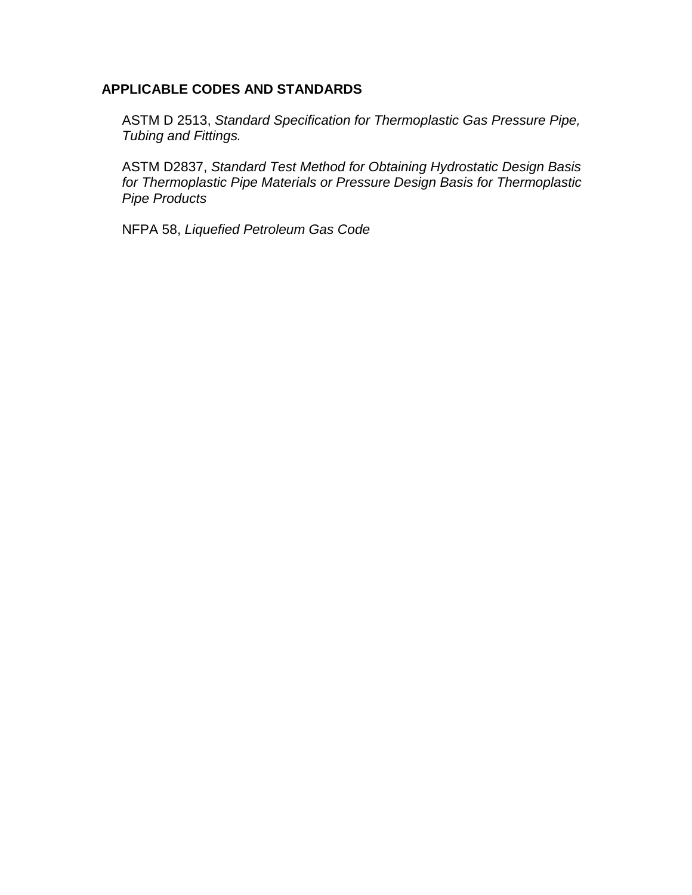## APPLICABLE CODES AND STANDARDS

ASTM D 2513, *Standard Specification for Thermoplastic Gas Pressure Pipe, Tubing and Fittings.*

ASTM D2837, *Standard Test Method for Obtaining Hydrostatic Design Basis for Thermoplastic Pipe Materials or Pressure Design Basis for Thermoplastic Pipe Products*

NFPA 58, *Liquefied Petroleum Gas Code*